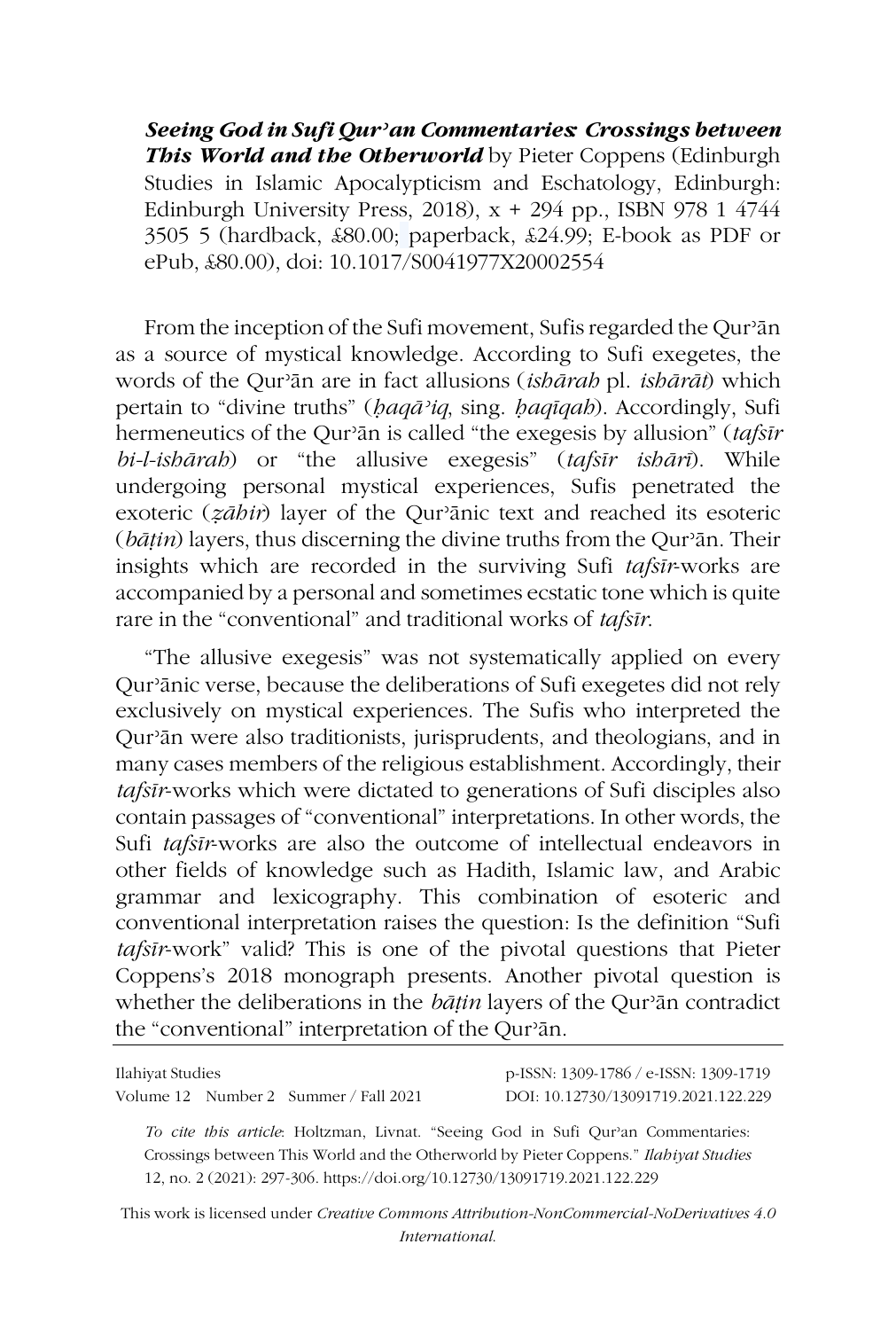***Seeing God in Sufi Qurʾan Commentaries: Crossings between This World and the Otherworld*** by Pieter Coppens (Edinburgh Studies in Islamic Apocalypticism and Eschatology, Edinburgh: Edinburgh University Press, 2018), x + 294 pp., ISBN 978 1 4744 3505 5 (hardback, £80.00; paperback, £24.99; E-book as PDF or ePub, £80.00), doi: 10.1017/S0041977X20002554

From the inception of the Sufi movement, Sufis regarded the Qurʾān as a source of mystical knowledge. According to Sufi exegetes, the words of the Qurʾān are in fact allusions (*ishārah* pl. *ishārāt*) which pertain to "divine truths" (*ḥaqāʾiq*, sing. *ḥaqīqah*). Accordingly, Sufi hermeneutics of the Qurʾān is called "the exegesis by allusion" (*tafsīr bi-l-ishārah*) or "the allusive exegesis" (*tafsīr ishārī*). While undergoing personal mystical experiences, Sufis penetrated the exoteric (*ẓāhir*) layer of the Qurʾānic text and reached its esoteric (*bāṭin*) layers, thus discerning the divine truths from the Qurʾān. Their insights which are recorded in the surviving Sufi *tafsīr*-works are accompanied by a personal and sometimes ecstatic tone which is quite rare in the "conventional" and traditional works of *tafsīr*.

"The allusive exegesis" was not systematically applied on every Qurʾānic verse, because the deliberations of Sufi exegetes did not rely exclusively on mystical experiences. The Sufis who interpreted the Qurʾān were also traditionists, jurisprudents, and theologians, and in many cases members of the religious establishment. Accordingly, their *tafsīr*-works which were dictated to generations of Sufi disciples also contain passages of "conventional" interpretations. In other words, the Sufi *tafsīr*-works are also the outcome of intellectual endeavors in other fields of knowledge such as Hadith, Islamic law, and Arabic grammar and lexicography. This combination of esoteric and conventional interpretation raises the question: Is the definition "Sufi *tafsīr*-work" valid? This is one of the pivotal questions that Pieter Coppens's 2018 monograph presents. Another pivotal question is whether the deliberations in the *bāṭin* layers of the Qurʾān contradict the "conventional" interpretation of the Qurʾān.

*To cite this article*: Holtzman, Livnat. "Seeing God in Sufi Qurʾan Commentaries: Crossings between This World and the Otherworld by Pieter Coppens." *Ilahiyat Studies* 12, no. 2 (2021): 297-306. https://doi.org/10.12730/13091719.2021.122.229

This work is licensed under *Creative Commons Attribution-NonCommercial-NoDerivatives 4.0 International.*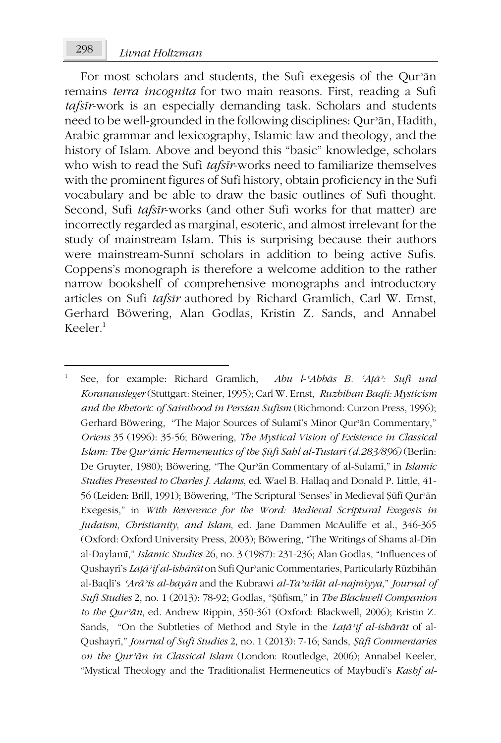For most scholars and students, the Sufi exegesis of the Qurʾān remains *terra incognita* for two main reasons. First, reading a Sufi *tafsīr*-work is an especially demanding task. Scholars and students need to be well-grounded in the following disciplines: Qurʾān, Hadith, Arabic grammar and lexicography, Islamic law and theology, and the history of Islam. Above and beyond this "basic" knowledge, scholars who wish to read the Sufi *tafsīr*-works need to familiarize themselves with the prominent figures of Sufi history, obtain proficiency in the Sufi vocabulary and be able to draw the basic outlines of Sufi thought. Second, Sufi *tafsīr*-works (and other Sufi works for that matter) are incorrectly regarded as marginal, esoteric, and almost irrelevant for the study of mainstream Islam. This is surprising because their authors were mainstream-Sunnī scholars in addition to being active Sufis. Coppens's monograph is therefore a welcome addition to the rather narrow bookshelf of comprehensive monographs and introductory articles on Sufi *tafsīr* authored by Richard Gramlich, Carl W. Ernst, Gerhard Böwering, Alan Godlas, Kristin Z. Sands, and Annabel Keeler.[1]

---

[1] See, for example: Richard Gramlich, *Abu l-ʿAbbās B. ʿAṭāʾ: Sufi und Koranausleger* (Stuttgart: Steiner, 1995); Carl W. Ernst, *Ruzbihan Baqli: Mysticism and the Rhetoric of Sainthood in Persian Sufism* (Richmond: Curzon Press, 1996); Gerhard Böwering, "The Major Sources of Sulamī's Minor Qurʾān Commentary," *Oriens* 35 (1996): 35-56; Böwering, *The Mystical Vision of Existence in Classical Islam: The Qurʾānic Hermeneutics of the Ṣūfī Sahl al-Tustarī (d.283/896)* (Berlin: De Gruyter, 1980); Böwering, "The Qurʾān Commentary of al-Sulamī," in *Islamic Studies Presented to Charles J. Adams*, ed. Wael B. Hallaq and Donald P. Little, 41-56 (Leiden: Brill, 1991); Böwering, "The Scriptural 'Senses' in Medieval Ṣūfī Qurʾān Exegesis," in *With Reverence for the Word: Medieval Scriptural Exegesis in Judaism, Christianity, and Islam*, ed. Jane Dammen McAuliffe et al., 346-365 (Oxford: Oxford University Press, 2003); Böwering, "The Writings of Shams al-Dīn al-Daylamī," *Islamic Studies* 26, no. 3 (1987): 231-236; Alan Godlas, "Influences of Qushayrī's *Laṭāʾif al-ishārāt* on Sufi Qurʾanic Commentaries, Particularly Rūzbihān al-Baqlī's *ʿArāʾis al-bayān* and the Kubrawi *al-Taʾwīlāt al-najmiyya*," *Journal of Sufi Studies* 2, no. 1 (2013): 78-92; Godlas, "Ṣūfism," in *The Blackwell Companion to the Qurʾān*, ed. Andrew Rippin, 350-361 (Oxford: Blackwell, 2006); Kristin Z. Sands, "On the Subtleties of Method and Style in the *Laṭāʾif al-ishārāt* of al-Qushayrī," *Journal of Sufi Studies* 2, no. 1 (2013): 7-16; Sands, *Ṣūfī Commentaries on the Qurʾān in Classical Islam* (London: Routledge, 2006); Annabel Keeler, "Mystical Theology and the Traditionalist Hermeneutics of Maybudī's *Kashf al-*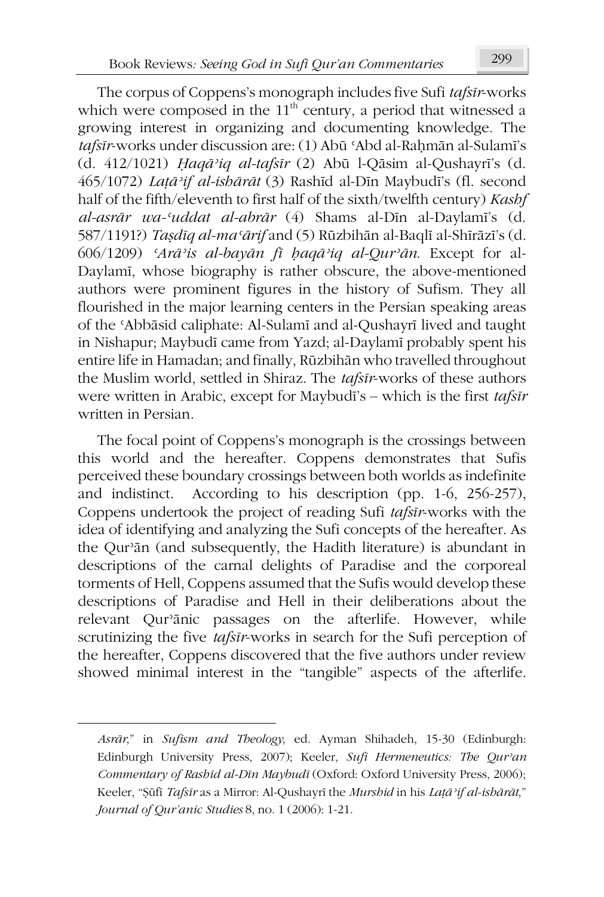The corpus of Coppens's monograph includes five Sufi *tafsīr*-works which were composed in the 11th century, a period that witnessed a growing interest in organizing and documenting knowledge. The *tafsīr*-works under discussion are: (1) Abū ʿAbd al-Raḥmān al-Sulamī's (d. 412/1021) *Ḥaqāʾiq al-tafsīr* (2) Abū l-Qāsim al-Qushayrī's (d. 465/1072) *Laṭāʾif al-ishārāt* (3) Rashīd al-Dīn Maybudī's (fl. second half of the fifth/eleventh to first half of the sixth/twelfth century) *Kashf al-asrār wa-ʿuddat al-abrār* (4) Shams al-Dīn al-Daylamī's (d. 587/1191?) *Taṣdīq al-maʿārif* and (5) Rūzbihān al-Baqlī al-Shīrāzī's (d. 606/1209) *ʿArāʾis al-bayān fī ḥaqāʾiq al-Qurʾān*. Except for al-Daylamī, whose biography is rather obscure, the above-mentioned authors were prominent figures in the history of Sufism. They all flourished in the major learning centers in the Persian speaking areas of the ʿAbbāsid caliphate: Al-Sulamī and al-Qushayrī lived and taught in Nishapur; Maybudī came from Yazd; al-Daylamī probably spent his entire life in Hamadan; and finally, Rūzbihān who travelled throughout the Muslim world, settled in Shiraz. The *tafsīr*-works of these authors were written in Arabic, except for Maybudī's – which is the first *tafsīr* written in Persian.

The focal point of Coppens's monograph is the crossings between this world and the hereafter. Coppens demonstrates that Sufis perceived these boundary crossings between both worlds as indefinite and indistinct. According to his description (pp. 1-6, 256-257), Coppens undertook the project of reading Sufi *tafsīr*-works with the idea of identifying and analyzing the Sufi concepts of the hereafter. As the Qurʾān (and subsequently, the Hadith literature) is abundant in descriptions of the carnal delights of Paradise and the corporeal torments of Hell, Coppens assumed that the Sufis would develop these descriptions of Paradise and Hell in their deliberations about the relevant Qurʾānic passages on the afterlife. However, while scrutinizing the five *tafsīr*-works in search for the Sufi perception of the hereafter, Coppens discovered that the five authors under review showed minimal interest in the "tangible" aspects of the afterlife.

---

*Asrār*," in *Sufism and Theology*, ed. Ayman Shihadeh, 15-30 (Edinburgh: Edinburgh University Press, 2007); Keeler, *Sufi Hermeneutics: The Qurʾan Commentary of Rashīd al-Dīn Maybudī* (Oxford: Oxford University Press, 2006); Keeler, "Ṣūfī *Tafsīr* as a Mirror: Al-Qushayrī the *Murshid* in his *Laṭāʾif al-ishārāt*," *Journal of Qur'anic Studies* 8, no. 1 (2006): 1-21.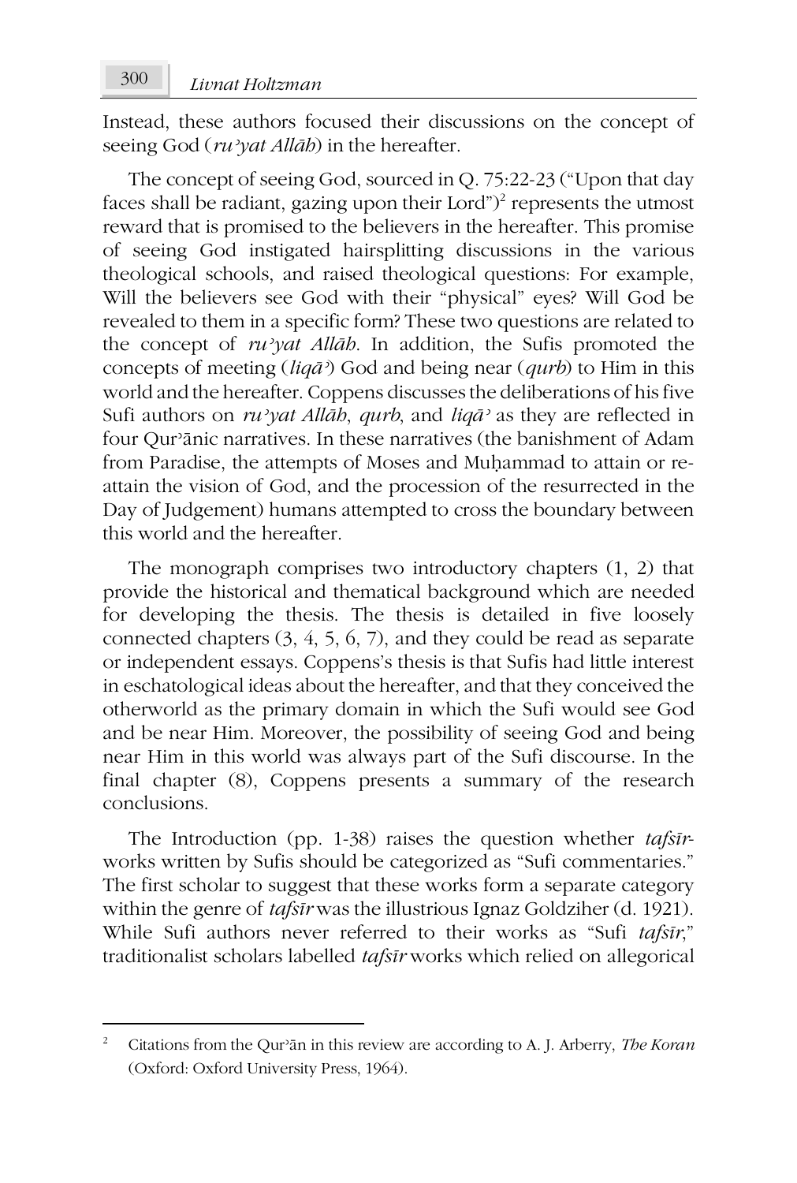Instead, these authors focused their discussions on the concept of seeing God (*ruʾyat Allāh*) in the hereafter.

The concept of seeing God, sourced in Q. 75:22-23 ("Upon that day faces shall be radiant, gazing upon their Lord")[2] represents the utmost reward that is promised to the believers in the hereafter. This promise of seeing God instigated hairsplitting discussions in the various theological schools, and raised theological questions: For example, Will the believers see God with their "physical" eyes? Will God be revealed to them in a specific form? These two questions are related to the concept of *ruʾyat Allāh*. In addition, the Sufis promoted the concepts of meeting (*liqāʾ*) God and being near (*qurb*) to Him in this world and the hereafter. Coppens discusses the deliberations of his five Sufi authors on *ruʾyat Allāh*, *qurb*, and *liqāʾ* as they are reflected in four Qurʾānic narratives. In these narratives (the banishment of Adam from Paradise, the attempts of Moses and Muḥammad to attain or re-attain the vision of God, and the procession of the resurrected in the Day of Judgement) humans attempted to cross the boundary between this world and the hereafter.

The monograph comprises two introductory chapters (1, 2) that provide the historical and thematical background which are needed for developing the thesis. The thesis is detailed in five loosely connected chapters (3, 4, 5, 6, 7), and they could be read as separate or independent essays. Coppens's thesis is that Sufis had little interest in eschatological ideas about the hereafter, and that they conceived the otherworld as the primary domain in which the Sufi would see God and be near Him. Moreover, the possibility of seeing God and being near Him in this world was always part of the Sufi discourse. In the final chapter (8), Coppens presents a summary of the research conclusions.

The Introduction (pp. 1-38) raises the question whether *tafsīr*-works written by Sufis should be categorized as "Sufi commentaries." The first scholar to suggest that these works form a separate category within the genre of *tafsīr* was the illustrious Ignaz Goldziher (d. 1921). While Sufi authors never referred to their works as "Sufi *tafsīr*," traditionalist scholars labelled *tafsīr* works which relied on allegorical

---

[2] Citations from the Qurʾān in this review are according to A. J. Arberry, *The Koran* (Oxford: Oxford University Press, 1964).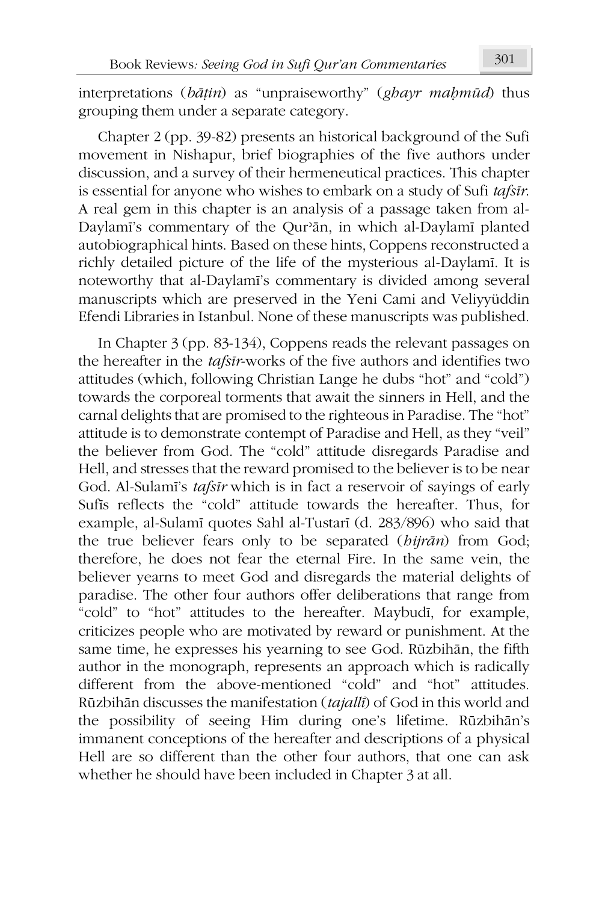interpretations (*bāṭin*) as "unpraiseworthy" (*ghayr maḥmūd*) thus grouping them under a separate category.

Chapter 2 (pp. 39-82) presents an historical background of the Sufi movement in Nishapur, brief biographies of the five authors under discussion, and a survey of their hermeneutical practices. This chapter is essential for anyone who wishes to embark on a study of Sufi *tafsīr*. A real gem in this chapter is an analysis of a passage taken from al-Daylamī's commentary of the Qurʾān, in which al-Daylamī planted autobiographical hints. Based on these hints, Coppens reconstructed a richly detailed picture of the life of the mysterious al-Daylamī. It is noteworthy that al-Daylamī's commentary is divided among several manuscripts which are preserved in the Yeni Cami and Veliyyüddin Efendi Libraries in Istanbul. None of these manuscripts was published.

In Chapter 3 (pp. 83-134), Coppens reads the relevant passages on the hereafter in the *tafsīr*-works of the five authors and identifies two attitudes (which, following Christian Lange he dubs "hot" and "cold") towards the corporeal torments that await the sinners in Hell, and the carnal delights that are promised to the righteous in Paradise. The "hot" attitude is to demonstrate contempt of Paradise and Hell, as they "veil" the believer from God. The "cold" attitude disregards Paradise and Hell, and stresses that the reward promised to the believer is to be near God. Al-Sulamī's *tafsīr* which is in fact a reservoir of sayings of early Sufīs reflects the "cold" attitude towards the hereafter. Thus, for example, al-Sulamī quotes Sahl al-Tustarī (d. 283/896) who said that the true believer fears only to be separated (*hijrān*) from God; therefore, he does not fear the eternal Fire. In the same vein, the believer yearns to meet God and disregards the material delights of paradise. The other four authors offer deliberations that range from "cold" to "hot" attitudes to the hereafter. Maybudī, for example, criticizes people who are motivated by reward or punishment. At the same time, he expresses his yearning to see God. Rūzbihān, the fifth author in the monograph, represents an approach which is radically different from the above-mentioned "cold" and "hot" attitudes. Rūzbihān discusses the manifestation (*tajallī*) of God in this world and the possibility of seeing Him during one's lifetime. Rūzbihān's immanent conceptions of the hereafter and descriptions of a physical Hell are so different than the other four authors, that one can ask whether he should have been included in Chapter 3 at all.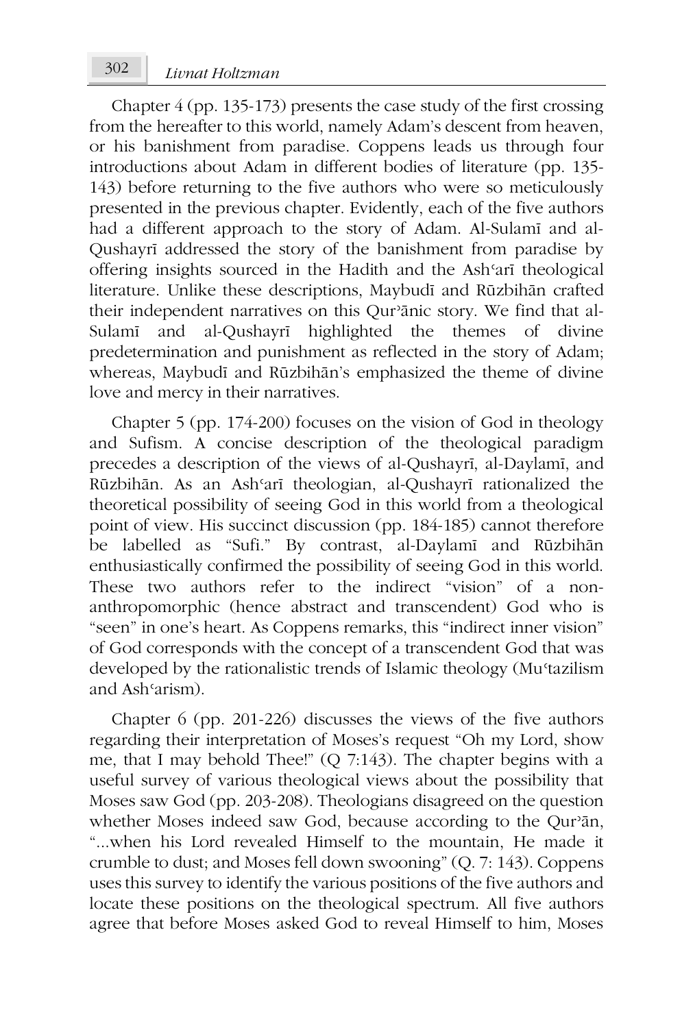Chapter 4 (pp. 135-173) presents the case study of the first crossing from the hereafter to this world, namely Adam's descent from heaven, or his banishment from paradise. Coppens leads us through four introductions about Adam in different bodies of literature (pp. 135-143) before returning to the five authors who were so meticulously presented in the previous chapter. Evidently, each of the five authors had a different approach to the story of Adam. Al-Sulamī and al-Qushayrī addressed the story of the banishment from paradise by offering insights sourced in the Hadith and the Ashʿarī theological literature. Unlike these descriptions, Maybudī and Rūzbihān crafted their independent narratives on this Qurʾānic story. We find that al-Sulamī and al-Qushayrī highlighted the themes of divine predetermination and punishment as reflected in the story of Adam; whereas, Maybudī and Rūzbihān's emphasized the theme of divine love and mercy in their narratives.

Chapter 5 (pp. 174-200) focuses on the vision of God in theology and Sufism. A concise description of the theological paradigm precedes a description of the views of al-Qushayrī, al-Daylamī, and Rūzbihān. As an Ashʿarī theologian, al-Qushayrī rationalized the theoretical possibility of seeing God in this world from a theological point of view. His succinct discussion (pp. 184-185) cannot therefore be labelled as "Sufi." By contrast, al-Daylamī and Rūzbihān enthusiastically confirmed the possibility of seeing God in this world. These two authors refer to the indirect "vision" of a non-anthropomorphic (hence abstract and transcendent) God who is "seen" in one's heart. As Coppens remarks, this "indirect inner vision" of God corresponds with the concept of a transcendent God that was developed by the rationalistic trends of Islamic theology (Muʿtazilism and Ashʿarism).

Chapter 6 (pp. 201-226) discusses the views of the five authors regarding their interpretation of Moses's request "Oh my Lord, show me, that I may behold Thee!" (Q 7:143). The chapter begins with a useful survey of various theological views about the possibility that Moses saw God (pp. 203-208). Theologians disagreed on the question whether Moses indeed saw God, because according to the Qurʾān, "...when his Lord revealed Himself to the mountain, He made it crumble to dust; and Moses fell down swooning" (Q. 7: 143). Coppens uses this survey to identify the various positions of the five authors and locate these positions on the theological spectrum. All five authors agree that before Moses asked God to reveal Himself to him, Moses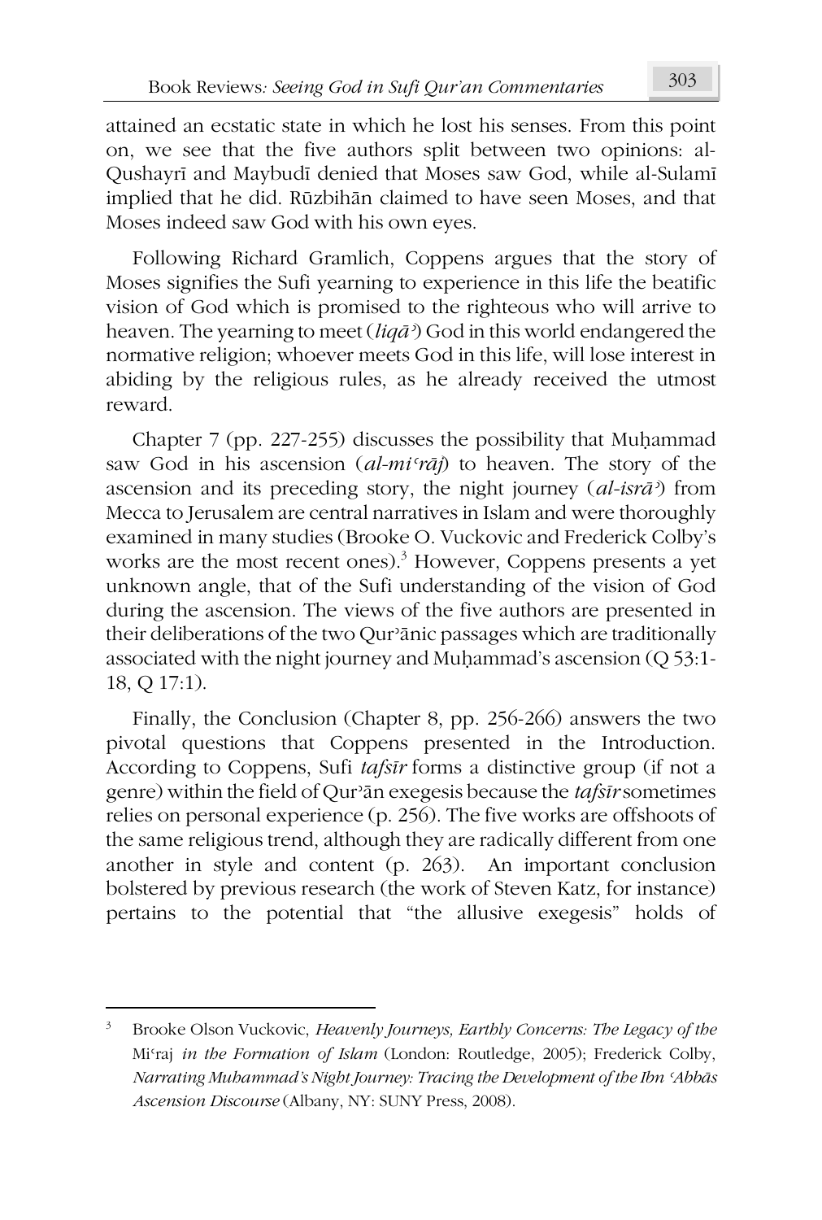attained an ecstatic state in which he lost his senses. From this point on, we see that the five authors split between two opinions: al-Qushayrī and Maybudī denied that Moses saw God, while al-Sulamī implied that he did. Rūzbihān claimed to have seen Moses, and that Moses indeed saw God with his own eyes.

Following Richard Gramlich, Coppens argues that the story of Moses signifies the Sufi yearning to experience in this life the beatific vision of God which is promised to the righteous who will arrive to heaven. The yearning to meet (*liqāʾ*) God in this world endangered the normative religion; whoever meets God in this life, will lose interest in abiding by the religious rules, as he already received the utmost reward.

Chapter 7 (pp. 227-255) discusses the possibility that Muḥammad saw God in his ascension (*al-miʿrāj*) to heaven. The story of the ascension and its preceding story, the night journey (*al-isrāʾ*) from Mecca to Jerusalem are central narratives in Islam and were thoroughly examined in many studies (Brooke O. Vuckovic and Frederick Colby's works are the most recent ones).[3] However, Coppens presents a yet unknown angle, that of the Sufi understanding of the vision of God during the ascension. The views of the five authors are presented in their deliberations of the two Qurʾānic passages which are traditionally associated with the night journey and Muḥammad's ascension (Q 53:1-18, Q 17:1).

Finally, the Conclusion (Chapter 8, pp. 256-266) answers the two pivotal questions that Coppens presented in the Introduction. According to Coppens, Sufi *tafsīr* forms a distinctive group (if not a genre) within the field of Qurʾān exegesis because the *tafsīr* sometimes relies on personal experience (p. 256). The five works are offshoots of the same religious trend, although they are radically different from one another in style and content (p. 263). An important conclusion bolstered by previous research (the work of Steven Katz, for instance) pertains to the potential that "the allusive exegesis" holds of

---

[3] Brooke Olson Vuckovic, *Heavenly Journeys, Earthly Concerns: The Legacy of the* Miʿraj *in the Formation of Islam* (London: Routledge, 2005); Frederick Colby, *Narrating Muhammad's Night Journey: Tracing the Development of the Ibn ʿAbbās Ascension Discourse* (Albany, NY: SUNY Press, 2008).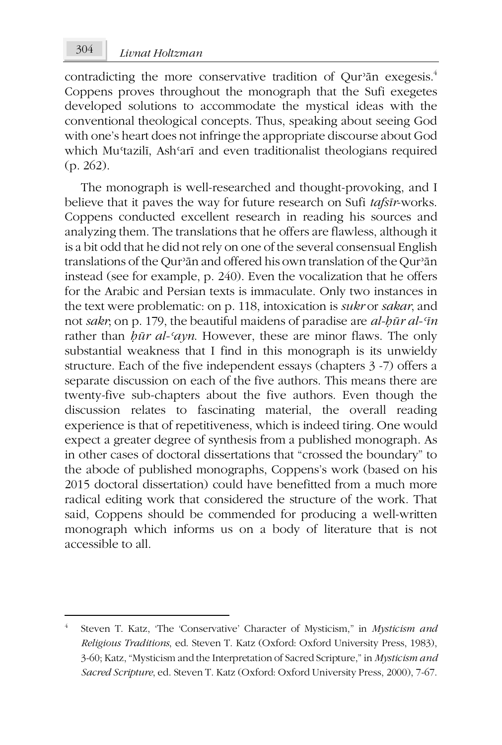contradicting the more conservative tradition of Qurʾān exegesis.[4] Coppens proves throughout the monograph that the Sufi exegetes developed solutions to accommodate the mystical ideas with the conventional theological concepts. Thus, speaking about seeing God with one's heart does not infringe the appropriate discourse about God which Muʿtazilī, Ashʿarī and even traditionalist theologians required (p. 262).

The monograph is well-researched and thought-provoking, and I believe that it paves the way for future research on Sufi *tafsīr*-works. Coppens conducted excellent research in reading his sources and analyzing them. The translations that he offers are flawless, although it is a bit odd that he did not rely on one of the several consensual English translations of the Qurʾān and offered his own translation of the Qurʾān instead (see for example, p. 240). Even the vocalization that he offers for the Arabic and Persian texts is immaculate. Only two instances in the text were problematic: on p. 118, intoxication is *sukr* or *sakar*, and not *sakr*; on p. 179, the beautiful maidens of paradise are *al-ḥūr al-ʿīn* rather than *ḥūr al-ʿayn*. However, these are minor flaws. The only substantial weakness that I find in this monograph is its unwieldy structure. Each of the five independent essays (chapters 3 -7) offers a separate discussion on each of the five authors. This means there are twenty-five sub-chapters about the five authors. Even though the discussion relates to fascinating material, the overall reading experience is that of repetitiveness, which is indeed tiring. One would expect a greater degree of synthesis from a published monograph. As in other cases of doctoral dissertations that "crossed the boundary" to the abode of published monographs, Coppens's work (based on his 2015 doctoral dissertation) could have benefitted from a much more radical editing work that considered the structure of the work. That said, Coppens should be commended for producing a well-written monograph which informs us on a body of literature that is not accessible to all.

---

[4] Steven T. Katz, 'The 'Conservative' Character of Mysticism," in *Mysticism and Religious Traditions*, ed. Steven T. Katz (Oxford: Oxford University Press, 1983), 3-60; Katz, "Mysticism and the Interpretation of Sacred Scripture," in *Mysticism and Sacred Scripture*, ed. Steven T. Katz (Oxford: Oxford University Press, 2000), 7-67.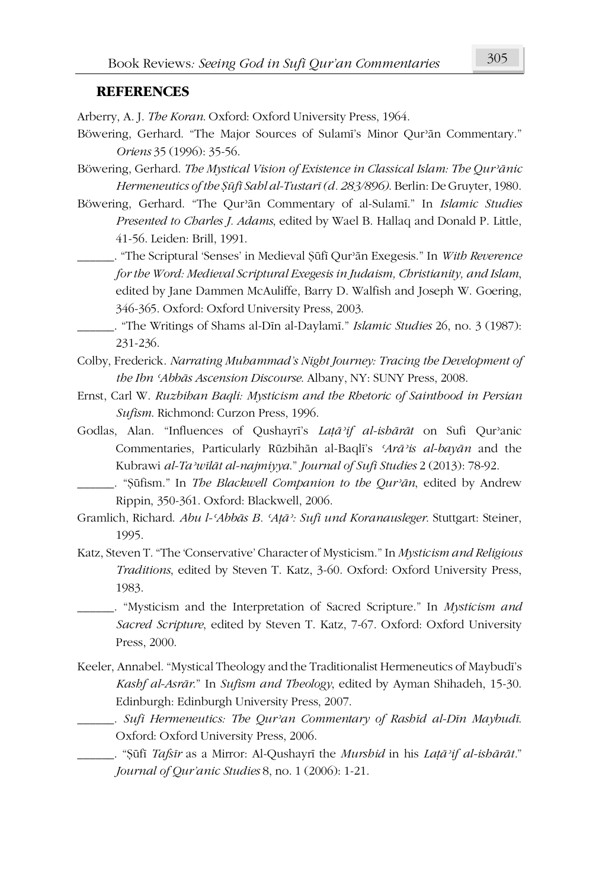## REFERENCES

Arberry, A. J. *The Koran*. Oxford: Oxford University Press, 1964.

Böwering, Gerhard. "The Major Sources of Sulamī's Minor Qurʾān Commentary." *Oriens* 35 (1996): 35-56.

Böwering, Gerhard. *The Mystical Vision of Existence in Classical Islam: The Qurʾānic Hermeneutics of the Ṣūfī Sahl al-Tustarī (d. 283/896)*. Berlin: De Gruyter, 1980.

Böwering, Gerhard. "The Qurʾān Commentary of al-Sulamī." In *Islamic Studies Presented to Charles J. Adams*, edited by Wael B. Hallaq and Donald P. Little, 41-56. Leiden: Brill, 1991.

______. "The Scriptural 'Senses' in Medieval Ṣūfī Qurʾān Exegesis." In *With Reverence for the Word: Medieval Scriptural Exegesis in Judaism, Christianity, and Islam*, edited by Jane Dammen McAuliffe, Barry D. Walfish and Joseph W. Goering, 346-365. Oxford: Oxford University Press, 2003.

______. "The Writings of Shams al-Dīn al-Daylamī." *Islamic Studies* 26, no. 3 (1987): 231-236.

Colby, Frederick. *Narrating Muhammad's Night Journey: Tracing the Development of the Ibn ʿAbbās Ascension Discourse*. Albany, NY: SUNY Press, 2008.

Ernst, Carl W. *Ruzbihan Baqli: Mysticism and the Rhetoric of Sainthood in Persian Sufism*. Richmond: Curzon Press, 1996.

Godlas, Alan. "Influences of Qushayrī's *Laṭāʾif al-ishārāt* on Sufi Qurʾanic Commentaries, Particularly Rūzbihān al-Baqlī's *ʿArāʾis al-bayān* and the Kubrawi *al-Taʾwīlāt al-najmiyya*." *Journal of Sufi Studies* 2 (2013): 78-92.

______. "Ṣūfism." In *The Blackwell Companion to the Qurʾān*, edited by Andrew Rippin, 350-361. Oxford: Blackwell, 2006.

Gramlich, Richard. *Abu l-ʿAbbās B. ʿAṭāʾ: Sufi und Koranausleger*. Stuttgart: Steiner, 1995.

Katz, Steven T. "The 'Conservative' Character of Mysticism." In *Mysticism and Religious Traditions*, edited by Steven T. Katz, 3-60. Oxford: Oxford University Press, 1983.

______. "Mysticism and the Interpretation of Sacred Scripture." In *Mysticism and Sacred Scripture*, edited by Steven T. Katz, 7-67. Oxford: Oxford University Press, 2000.

Keeler, Annabel. "Mystical Theology and the Traditionalist Hermeneutics of Maybudī's *Kashf al-Asrār*." In *Sufism and Theology*, edited by Ayman Shihadeh, 15-30. Edinburgh: Edinburgh University Press, 2007.

______. *Sufi Hermeneutics: The Qur'an Commentary of Rashīd al-Dīn Maybudī*. Oxford: Oxford University Press, 2006.

______. "Ṣūfī *Tafsīr* as a Mirror: Al-Qushayrī the *Murshid* in his *Laṭāʾif al-ishārāt*." *Journal of Qur'anic Studies* 8, no. 1 (2006): 1-21.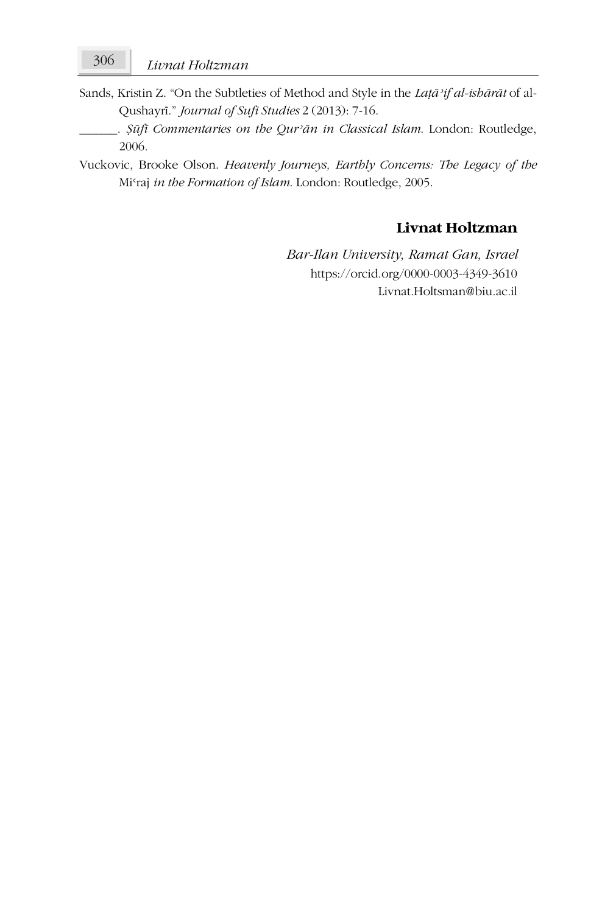Sands, Kristin Z. "On the Subtleties of Method and Style in the *Laṭāʾif al-ishārāt* of al-Qushayrī." *Journal of Sufi Studies* 2 (2013): 7-16.

______. *Ṣūfī Commentaries on the Qurʾān in Classical Islam*. London: Routledge, 2006.

Vuckovic, Brooke Olson. *Heavenly Journeys, Earthly Concerns: The Legacy of the* Miʿraj *in the Formation of Islam*. London: Routledge, 2005.

**Livnat Holtzman**

*Bar-Ilan University, Ramat Gan, Israel*
https://orcid.org/0000-0003-4349-3610
Livnat.Holtsman@biu.ac.il